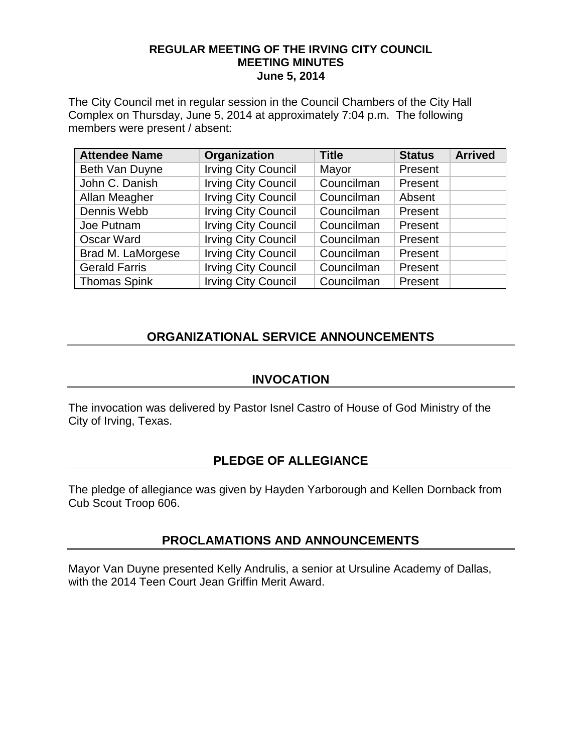**REGULAR MEETING OF THE IRVING CITY COUNCIL**
**MEETING MINUTES**
**June 5, 2014**

The City Council met in regular session in the Council Chambers of the City Hall Complex on Thursday, June 5, 2014 at approximately 7:04 p.m. The following members were present / absent:

| Attendee Name | Organization | Title | Status | Arrived |
|---|---|---|---|---|
| Beth Van Duyne | Irving City Council | Mayor | Present | |
| John C. Danish | Irving City Council | Councilman | Present | |
| Allan Meagher | Irving City Council | Councilman | Absent | |
| Dennis Webb | Irving City Council | Councilman | Present | |
| Joe Putnam | Irving City Council | Councilman | Present | |
| Oscar Ward | Irving City Council | Councilman | Present | |
| Brad M. LaMorgese | Irving City Council | Councilman | Present | |
| Gerald Farris | Irving City Council | Councilman | Present | |
| Thomas Spink | Irving City Council | Councilman | Present | |

## ORGANIZATIONAL SERVICE ANNOUNCEMENTS

## INVOCATION

The invocation was delivered by Pastor Isnel Castro of House of God Ministry of the City of Irving, Texas.

## PLEDGE OF ALLEGIANCE

The pledge of allegiance was given by Hayden Yarborough and Kellen Dornback from Cub Scout Troop 606.

## PROCLAMATIONS AND ANNOUNCEMENTS

Mayor Van Duyne presented Kelly Andrulis, a senior at Ursuline Academy of Dallas, with the 2014 Teen Court Jean Griffin Merit Award.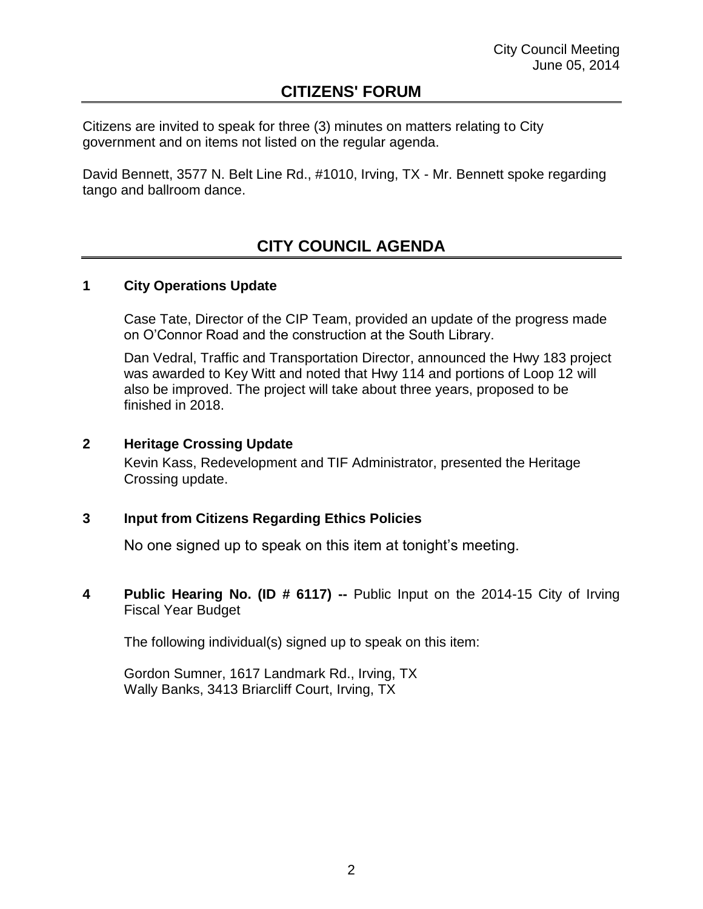## CITIZENS' FORUM

Citizens are invited to speak for three (3) minutes on matters relating to City government and on items not listed on the regular agenda.

David Bennett, 3577 N. Belt Line Rd., #1010, Irving, TX - Mr. Bennett spoke regarding tango and ballroom dance.

## CITY COUNCIL AGENDA

### 1 City Operations Update

Case Tate, Director of the CIP Team, provided an update of the progress made on O'Connor Road and the construction at the South Library.

Dan Vedral, Traffic and Transportation Director, announced the Hwy 183 project was awarded to Key Witt and noted that Hwy 114 and portions of Loop 12 will also be improved. The project will take about three years, proposed to be finished in 2018.

### 2 Heritage Crossing Update

Kevin Kass, Redevelopment and TIF Administrator, presented the Heritage Crossing update.

### 3 Input from Citizens Regarding Ethics Policies

No one signed up to speak on this item at tonight's meeting.

### 4 **Public Hearing No. (ID # 6117) --** Public Input on the 2014-15 City of Irving Fiscal Year Budget

The following individual(s) signed up to speak on this item:

Gordon Sumner, 1617 Landmark Rd., Irving, TX
Wally Banks, 3413 Briarcliff Court, Irving, TX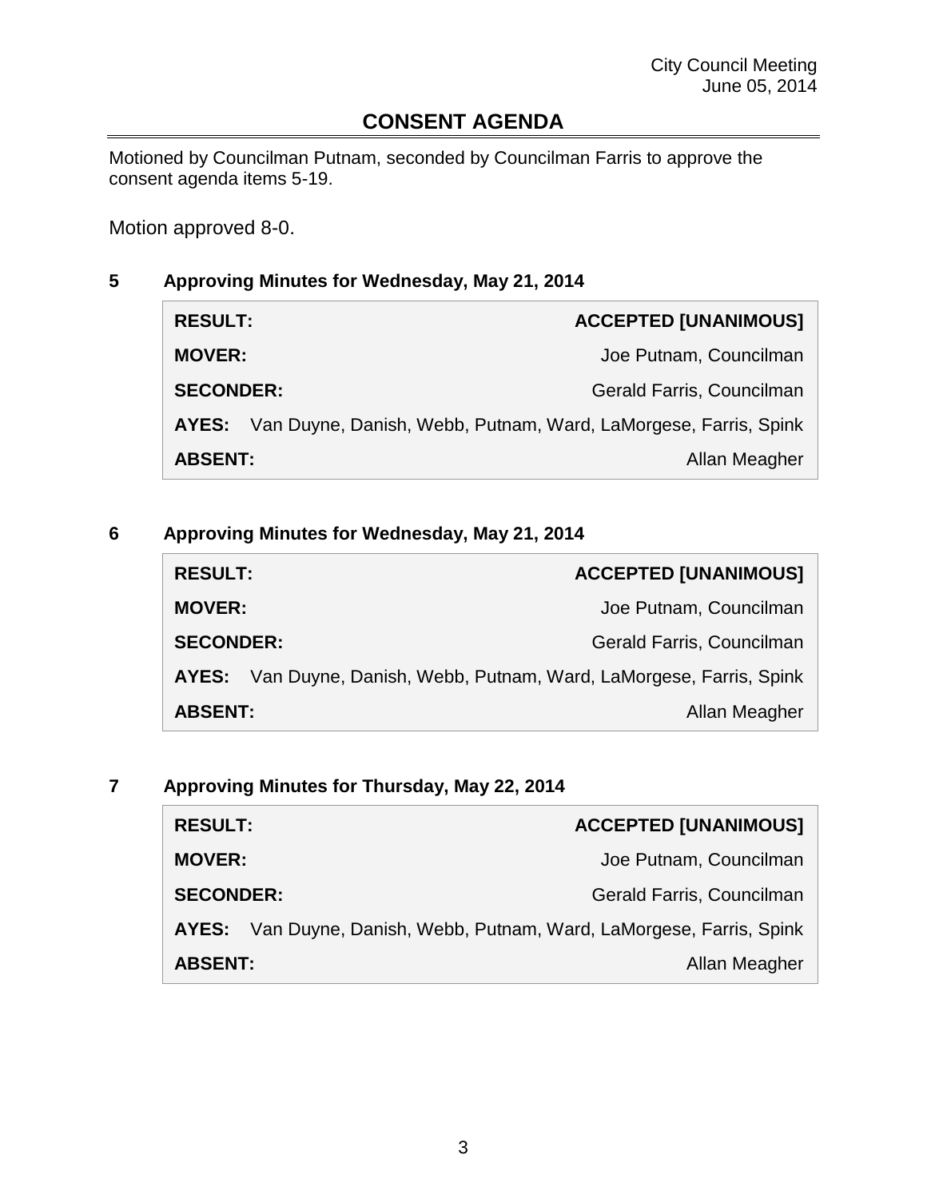# CONSENT AGENDA

Motioned by Councilman Putnam, seconded by Councilman Farris to approve the consent agenda items 5-19.

Motion approved 8-0.

## 5 Approving Minutes for Wednesday, May 21, 2014

| | |
|---|---|
| **RESULT:** | **ACCEPTED [UNANIMOUS]** |
| **MOVER:** | Joe Putnam, Councilman |
| **SECONDER:** | Gerald Farris, Councilman |
| **AYES:** | Van Duyne, Danish, Webb, Putnam, Ward, LaMorgese, Farris, Spink |
| **ABSENT:** | Allan Meagher |

## 6 Approving Minutes for Wednesday, May 21, 2014

| | |
|---|---|
| **RESULT:** | **ACCEPTED [UNANIMOUS]** |
| **MOVER:** | Joe Putnam, Councilman |
| **SECONDER:** | Gerald Farris, Councilman |
| **AYES:** | Van Duyne, Danish, Webb, Putnam, Ward, LaMorgese, Farris, Spink |
| **ABSENT:** | Allan Meagher |

## 7 Approving Minutes for Thursday, May 22, 2014

| | |
|---|---|
| **RESULT:** | **ACCEPTED [UNANIMOUS]** |
| **MOVER:** | Joe Putnam, Councilman |
| **SECONDER:** | Gerald Farris, Councilman |
| **AYES:** | Van Duyne, Danish, Webb, Putnam, Ward, LaMorgese, Farris, Spink |
| **ABSENT:** | Allan Meagher |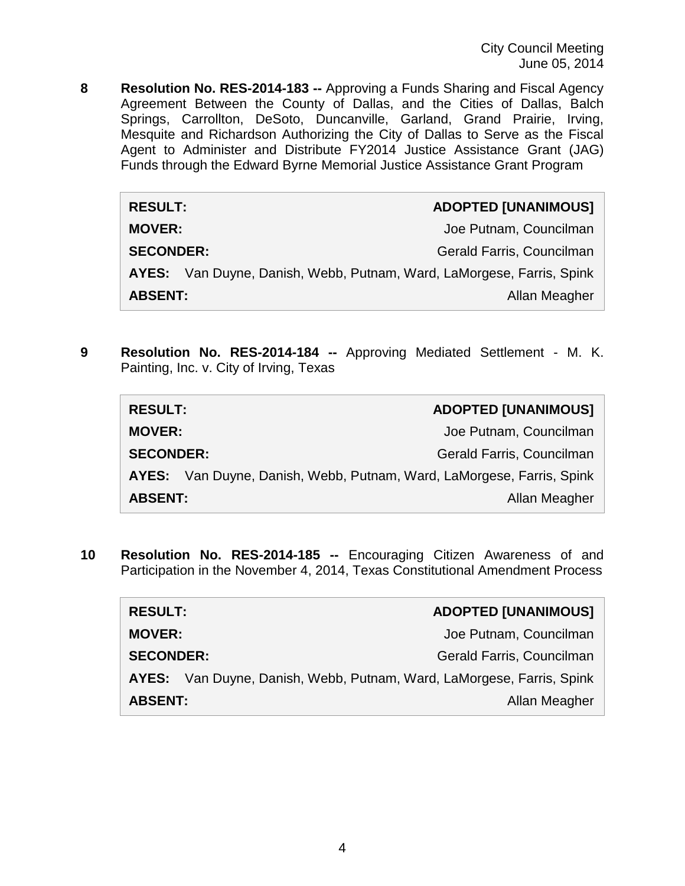**8** **Resolution No. RES-2014-183 --** Approving a Funds Sharing and Fiscal Agency Agreement Between the County of Dallas, and the Cities of Dallas, Balch Springs, Carrollton, DeSoto, Duncanville, Garland, Grand Prairie, Irving, Mesquite and Richardson Authorizing the City of Dallas to Serve as the Fiscal Agent to Administer and Distribute FY2014 Justice Assistance Grant (JAG) Funds through the Edward Byrne Memorial Justice Assistance Grant Program

| | |
|---|---|
| **RESULT:** | **ADOPTED [UNANIMOUS]** |
| **MOVER:** | Joe Putnam, Councilman |
| **SECONDER:** | Gerald Farris, Councilman |
| **AYES:** | Van Duyne, Danish, Webb, Putnam, Ward, LaMorgese, Farris, Spink |
| **ABSENT:** | Allan Meagher |

**9** **Resolution No. RES-2014-184 --** Approving Mediated Settlement - M. K. Painting, Inc. v. City of Irving, Texas

| | |
|---|---|
| **RESULT:** | **ADOPTED [UNANIMOUS]** |
| **MOVER:** | Joe Putnam, Councilman |
| **SECONDER:** | Gerald Farris, Councilman |
| **AYES:** | Van Duyne, Danish, Webb, Putnam, Ward, LaMorgese, Farris, Spink |
| **ABSENT:** | Allan Meagher |

**10** **Resolution No. RES-2014-185 --** Encouraging Citizen Awareness of and Participation in the November 4, 2014, Texas Constitutional Amendment Process

| | |
|---|---|
| **RESULT:** | **ADOPTED [UNANIMOUS]** |
| **MOVER:** | Joe Putnam, Councilman |
| **SECONDER:** | Gerald Farris, Councilman |
| **AYES:** | Van Duyne, Danish, Webb, Putnam, Ward, LaMorgese, Farris, Spink |
| **ABSENT:** | Allan Meagher |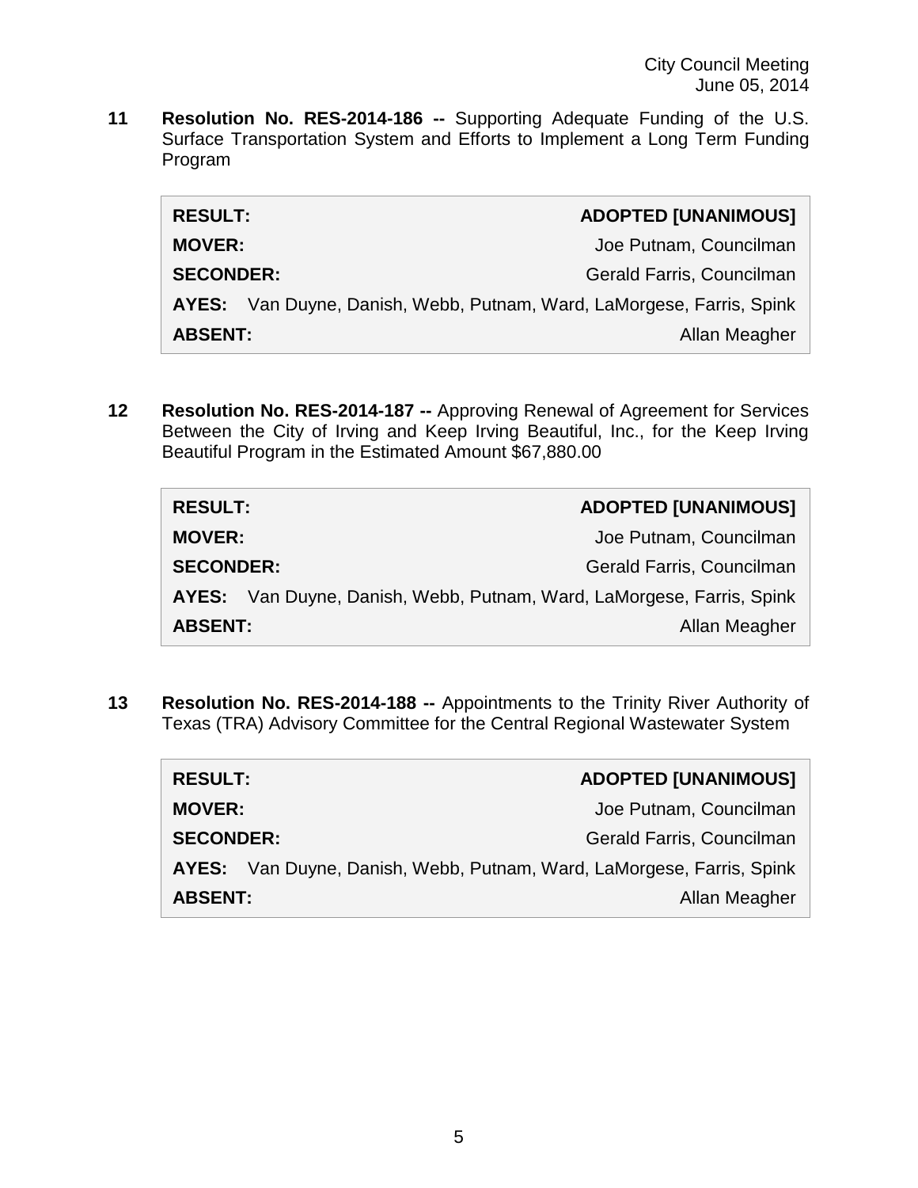**11 Resolution No. RES-2014-186 --** Supporting Adequate Funding of the U.S. Surface Transportation System and Efforts to Implement a Long Term Funding Program

| | |
|---|---|
| **RESULT:** | **ADOPTED [UNANIMOUS]** |
| **MOVER:** | Joe Putnam, Councilman |
| **SECONDER:** | Gerald Farris, Councilman |
| **AYES:** | Van Duyne, Danish, Webb, Putnam, Ward, LaMorgese, Farris, Spink |
| **ABSENT:** | Allan Meagher |

**12 Resolution No. RES-2014-187 --** Approving Renewal of Agreement for Services Between the City of Irving and Keep Irving Beautiful, Inc., for the Keep Irving Beautiful Program in the Estimated Amount $67,880.00

| | |
|---|---|
| **RESULT:** | **ADOPTED [UNANIMOUS]** |
| **MOVER:** | Joe Putnam, Councilman |
| **SECONDER:** | Gerald Farris, Councilman |
| **AYES:** | Van Duyne, Danish, Webb, Putnam, Ward, LaMorgese, Farris, Spink |
| **ABSENT:** | Allan Meagher |

**13 Resolution No. RES-2014-188 --** Appointments to the Trinity River Authority of Texas (TRA) Advisory Committee for the Central Regional Wastewater System

| | |
|---|---|
| **RESULT:** | **ADOPTED [UNANIMOUS]** |
| **MOVER:** | Joe Putnam, Councilman |
| **SECONDER:** | Gerald Farris, Councilman |
| **AYES:** | Van Duyne, Danish, Webb, Putnam, Ward, LaMorgese, Farris, Spink |
| **ABSENT:** | Allan Meagher |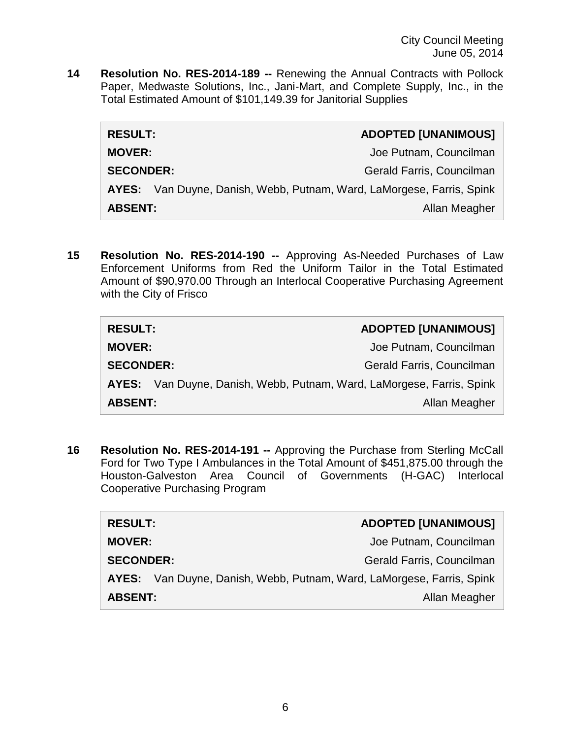**14 Resolution No. RES-2014-189 --** Renewing the Annual Contracts with Pollock Paper, Medwaste Solutions, Inc., Jani-Mart, and Complete Supply, Inc., in the Total Estimated Amount of $101,149.39 for Janitorial Supplies

| | |
|---|---|
| **RESULT:** | **ADOPTED [UNANIMOUS]** |
| **MOVER:** | Joe Putnam, Councilman |
| **SECONDER:** | Gerald Farris, Councilman |
| **AYES:** | Van Duyne, Danish, Webb, Putnam, Ward, LaMorgese, Farris, Spink |
| **ABSENT:** | Allan Meagher |

**15 Resolution No. RES-2014-190 --** Approving As-Needed Purchases of Law Enforcement Uniforms from Red the Uniform Tailor in the Total Estimated Amount of $90,970.00 Through an Interlocal Cooperative Purchasing Agreement with the City of Frisco

| | |
|---|---|
| **RESULT:** | **ADOPTED [UNANIMOUS]** |
| **MOVER:** | Joe Putnam, Councilman |
| **SECONDER:** | Gerald Farris, Councilman |
| **AYES:** | Van Duyne, Danish, Webb, Putnam, Ward, LaMorgese, Farris, Spink |
| **ABSENT:** | Allan Meagher |

**16 Resolution No. RES-2014-191 --** Approving the Purchase from Sterling McCall Ford for Two Type I Ambulances in the Total Amount of $451,875.00 through the Houston-Galveston Area Council of Governments (H-GAC) Interlocal Cooperative Purchasing Program

| | |
|---|---|
| **RESULT:** | **ADOPTED [UNANIMOUS]** |
| **MOVER:** | Joe Putnam, Councilman |
| **SECONDER:** | Gerald Farris, Councilman |
| **AYES:** | Van Duyne, Danish, Webb, Putnam, Ward, LaMorgese, Farris, Spink |
| **ABSENT:** | Allan Meagher |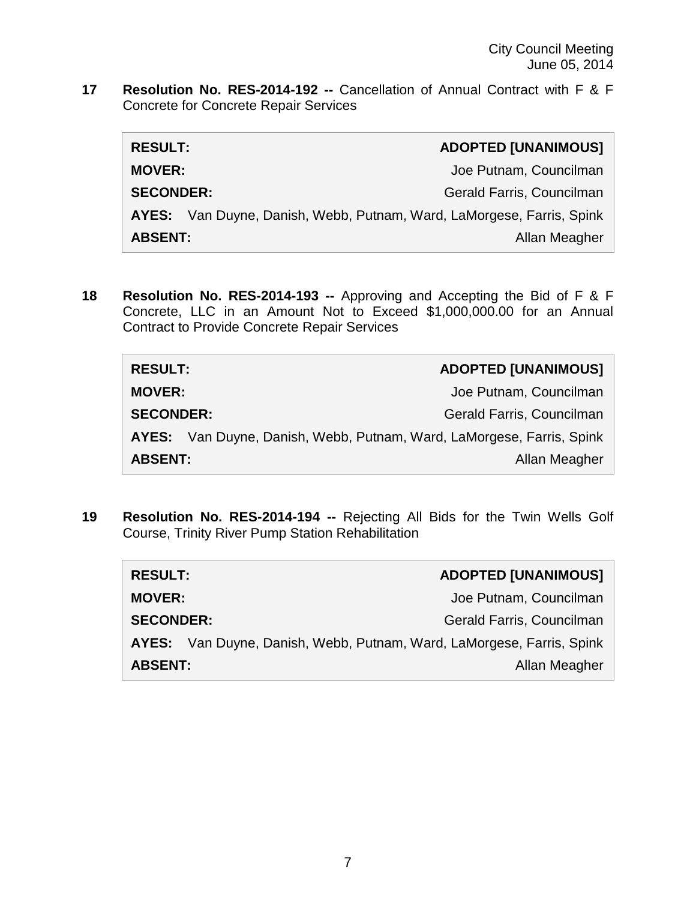**17 Resolution No. RES-2014-192 --** Cancellation of Annual Contract with F & F Concrete for Concrete Repair Services

| | |
|---|---|
| **RESULT:** | **ADOPTED [UNANIMOUS]** |
| **MOVER:** | Joe Putnam, Councilman |
| **SECONDER:** | Gerald Farris, Councilman |
| **AYES:** | Van Duyne, Danish, Webb, Putnam, Ward, LaMorgese, Farris, Spink |
| **ABSENT:** | Allan Meagher |

**18 Resolution No. RES-2014-193 --** Approving and Accepting the Bid of F & F Concrete, LLC in an Amount Not to Exceed $1,000,000.00 for an Annual Contract to Provide Concrete Repair Services

| | |
|---|---|
| **RESULT:** | **ADOPTED [UNANIMOUS]** |
| **MOVER:** | Joe Putnam, Councilman |
| **SECONDER:** | Gerald Farris, Councilman |
| **AYES:** | Van Duyne, Danish, Webb, Putnam, Ward, LaMorgese, Farris, Spink |
| **ABSENT:** | Allan Meagher |

**19 Resolution No. RES-2014-194 --** Rejecting All Bids for the Twin Wells Golf Course, Trinity River Pump Station Rehabilitation

| | |
|---|---|
| **RESULT:** | **ADOPTED [UNANIMOUS]** |
| **MOVER:** | Joe Putnam, Councilman |
| **SECONDER:** | Gerald Farris, Councilman |
| **AYES:** | Van Duyne, Danish, Webb, Putnam, Ward, LaMorgese, Farris, Spink |
| **ABSENT:** | Allan Meagher |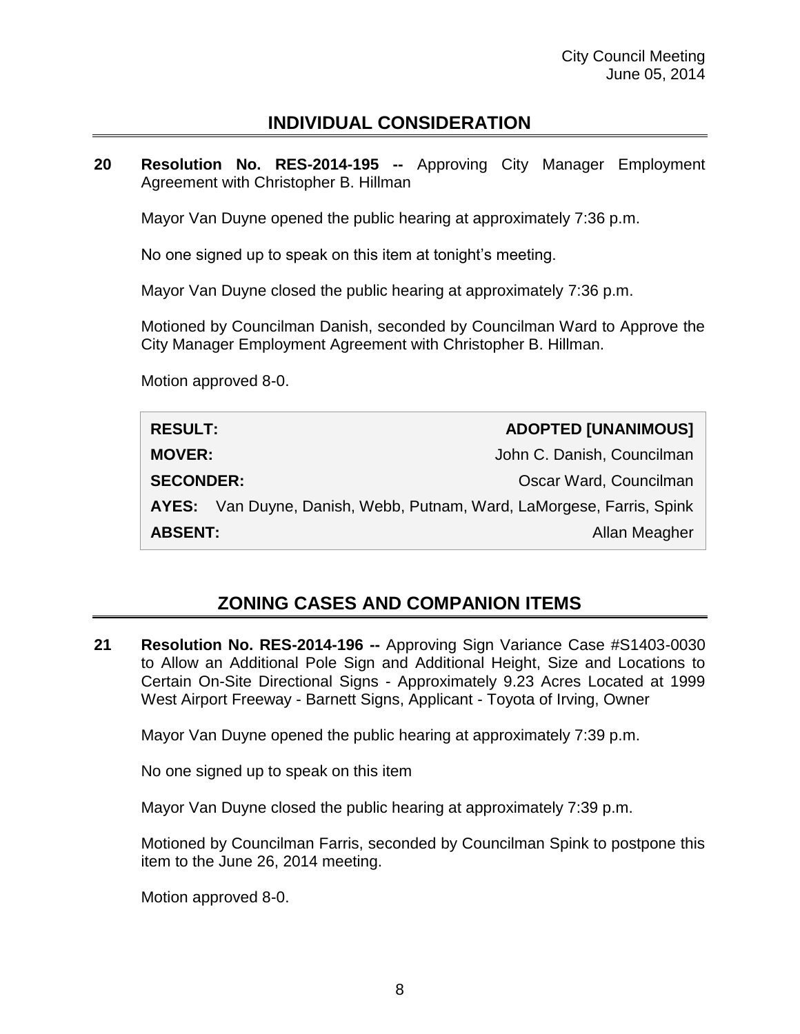## INDIVIDUAL CONSIDERATION

**20 Resolution No. RES-2014-195 --** Approving City Manager Employment Agreement with Christopher B. Hillman

Mayor Van Duyne opened the public hearing at approximately 7:36 p.m.

No one signed up to speak on this item at tonight's meeting.

Mayor Van Duyne closed the public hearing at approximately 7:36 p.m.

Motioned by Councilman Danish, seconded by Councilman Ward to Approve the City Manager Employment Agreement with Christopher B. Hillman.

Motion approved 8-0.

| | |
|---|---|
| **RESULT:** | **ADOPTED [UNANIMOUS]** |
| **MOVER:** | John C. Danish, Councilman |
| **SECONDER:** | Oscar Ward, Councilman |
| **AYES:** | Van Duyne, Danish, Webb, Putnam, Ward, LaMorgese, Farris, Spink |
| **ABSENT:** | Allan Meagher |

## ZONING CASES AND COMPANION ITEMS

**21 Resolution No. RES-2014-196 --** Approving Sign Variance Case #S1403-0030 to Allow an Additional Pole Sign and Additional Height, Size and Locations to Certain On-Site Directional Signs - Approximately 9.23 Acres Located at 1999 West Airport Freeway - Barnett Signs, Applicant - Toyota of Irving, Owner

Mayor Van Duyne opened the public hearing at approximately 7:39 p.m.

No one signed up to speak on this item

Mayor Van Duyne closed the public hearing at approximately 7:39 p.m.

Motioned by Councilman Farris, seconded by Councilman Spink to postpone this item to the June 26, 2014 meeting.

Motion approved 8-0.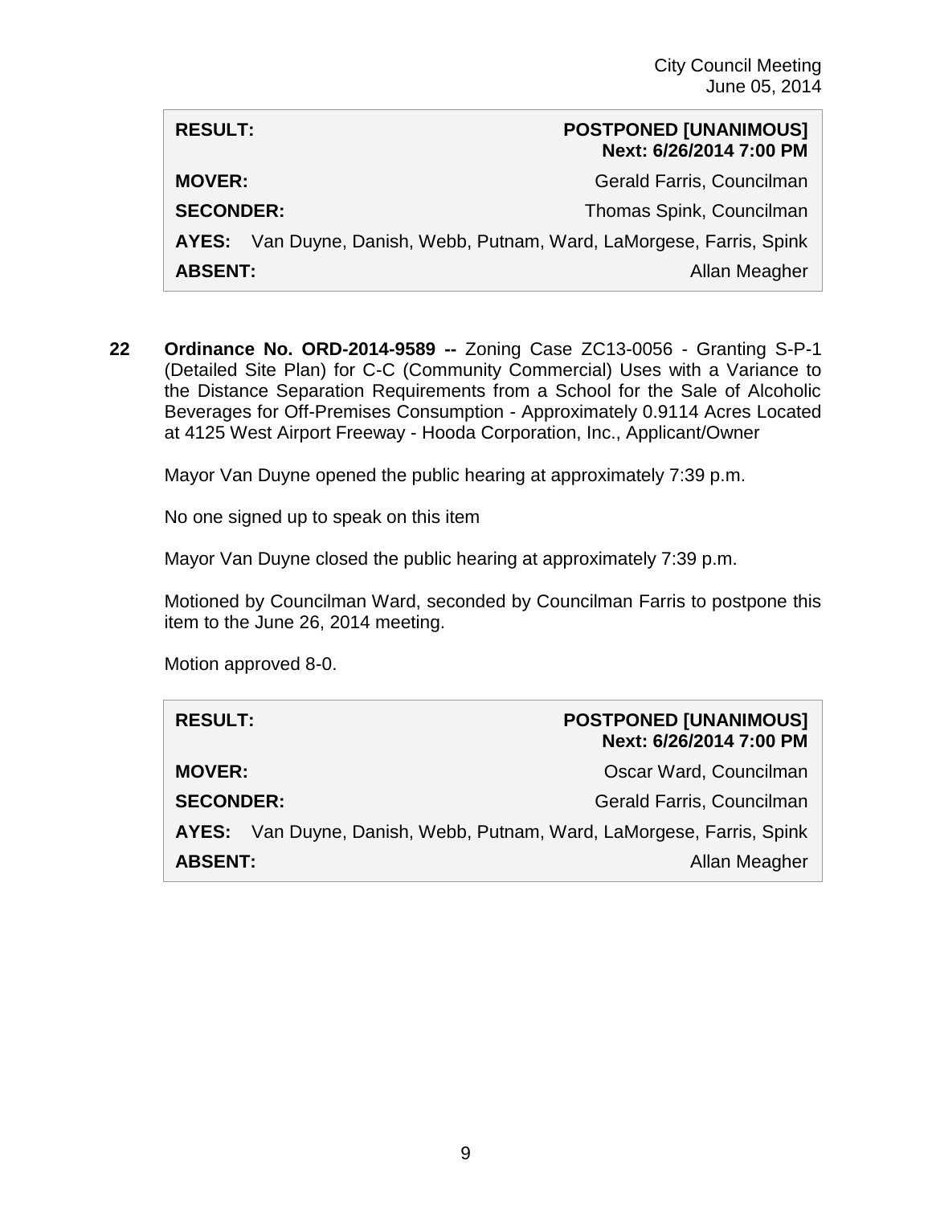| RESULT: | POSTPONED [UNANIMOUS] Next: 6/26/2014 7:00 PM |
|---|---|
| MOVER: | Gerald Farris, Councilman |
| SECONDER: | Thomas Spink, Councilman |
| AYES: | Van Duyne, Danish, Webb, Putnam, Ward, LaMorgese, Farris, Spink |
| ABSENT: | Allan Meagher |

**22 Ordinance No. ORD-2014-9589 --** Zoning Case ZC13-0056 - Granting S-P-1 (Detailed Site Plan) for C-C (Community Commercial) Uses with a Variance to the Distance Separation Requirements from a School for the Sale of Alcoholic Beverages for Off-Premises Consumption - Approximately 0.9114 Acres Located at 4125 West Airport Freeway - Hooda Corporation, Inc., Applicant/Owner

Mayor Van Duyne opened the public hearing at approximately 7:39 p.m.

No one signed up to speak on this item

Mayor Van Duyne closed the public hearing at approximately 7:39 p.m.

Motioned by Councilman Ward, seconded by Councilman Farris to postpone this item to the June 26, 2014 meeting.

Motion approved 8-0.

| RESULT: | POSTPONED [UNANIMOUS] Next: 6/26/2014 7:00 PM |
|---|---|
| MOVER: | Oscar Ward, Councilman |
| SECONDER: | Gerald Farris, Councilman |
| AYES: | Van Duyne, Danish, Webb, Putnam, Ward, LaMorgese, Farris, Spink |
| ABSENT: | Allan Meagher |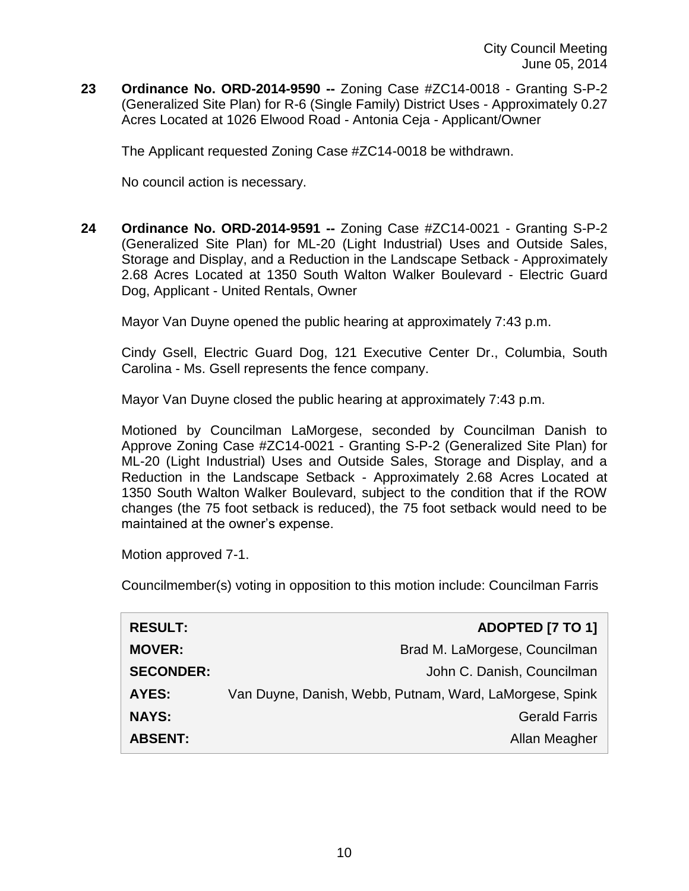**23 Ordinance No. ORD-2014-9590 --** Zoning Case #ZC14-0018 - Granting S-P-2 (Generalized Site Plan) for R-6 (Single Family) District Uses - Approximately 0.27 Acres Located at 1026 Elwood Road - Antonia Ceja - Applicant/Owner

The Applicant requested Zoning Case #ZC14-0018 be withdrawn.

No council action is necessary.

**24 Ordinance No. ORD-2014-9591 --** Zoning Case #ZC14-0021 - Granting S-P-2 (Generalized Site Plan) for ML-20 (Light Industrial) Uses and Outside Sales, Storage and Display, and a Reduction in the Landscape Setback - Approximately 2.68 Acres Located at 1350 South Walton Walker Boulevard - Electric Guard Dog, Applicant - United Rentals, Owner

Mayor Van Duyne opened the public hearing at approximately 7:43 p.m.

Cindy Gsell, Electric Guard Dog, 121 Executive Center Dr., Columbia, South Carolina - Ms. Gsell represents the fence company.

Mayor Van Duyne closed the public hearing at approximately 7:43 p.m.

Motioned by Councilman LaMorgese, seconded by Councilman Danish to Approve Zoning Case #ZC14-0021 - Granting S-P-2 (Generalized Site Plan) for ML-20 (Light Industrial) Uses and Outside Sales, Storage and Display, and a Reduction in the Landscape Setback - Approximately 2.68 Acres Located at 1350 South Walton Walker Boulevard, subject to the condition that if the ROW changes (the 75 foot setback is reduced), the 75 foot setback would need to be maintained at the owner's expense.

Motion approved 7-1.

Councilmember(s) voting in opposition to this motion include: Councilman Farris

| | |
|---|---|
| **RESULT:** | **ADOPTED [7 TO 1]** |
| **MOVER:** | Brad M. LaMorgese, Councilman |
| **SECONDER:** | John C. Danish, Councilman |
| **AYES:** | Van Duyne, Danish, Webb, Putnam, Ward, LaMorgese, Spink |
| **NAYS:** | Gerald Farris |
| **ABSENT:** | Allan Meagher |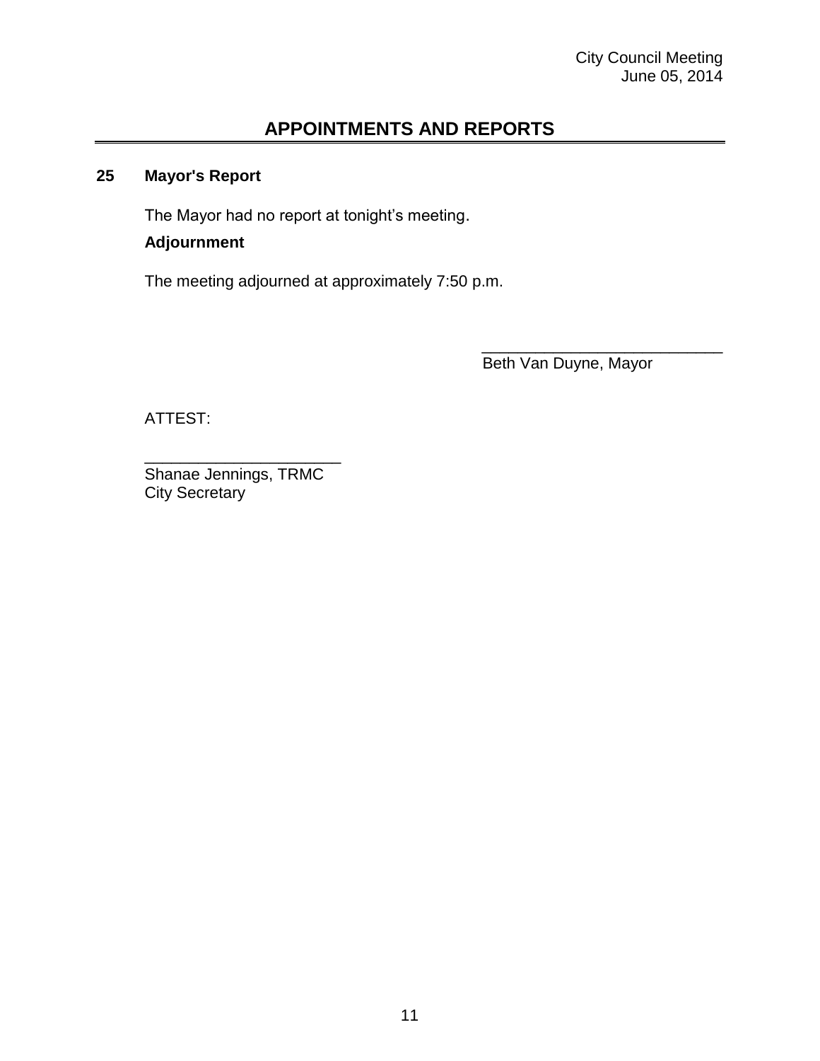# APPOINTMENTS AND REPORTS

**25 Mayor's Report**

The Mayor had no report at tonight's meeting.

**Adjournment**

The meeting adjourned at approximately 7:50 p.m.

\_\_\_\_\_\_\_\_\_\_\_\_\_\_\_\_\_\_\_\_\_\_\_\_\_\_\_\_
Beth Van Duyne, Mayor

ATTEST:

\_\_\_\_\_\_\_\_\_\_\_\_\_\_\_\_\_\_\_\_\_\_
Shanae Jennings, TRMC
City Secretary